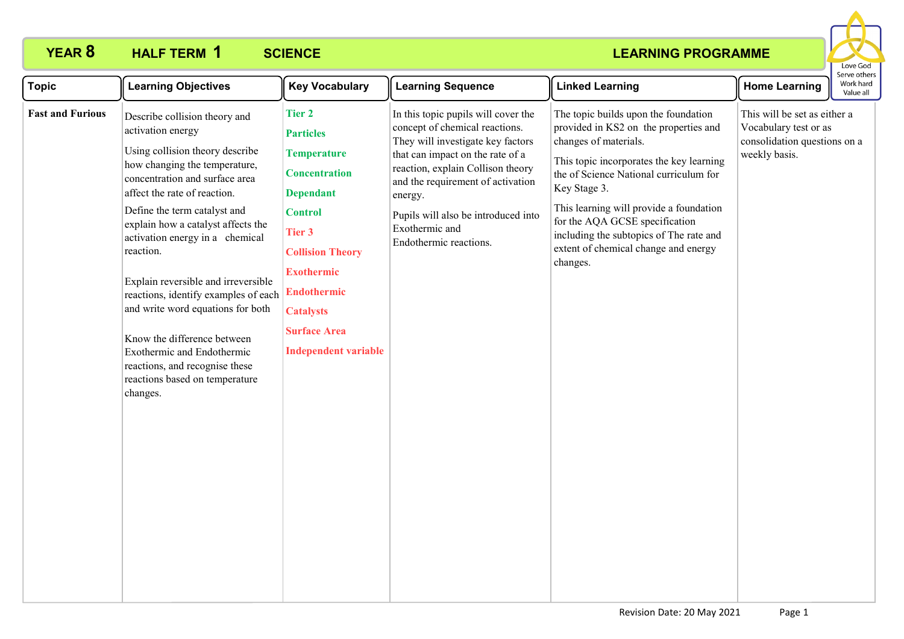# YEAR 8 HALF TERM 1 SCIENCE LEARNING PROGRAMME

Love God
Serve others
Work hard
Value all

| Topic | Learning Objectives | Key Vocabulary | Learning Sequence | Linked Learning | Home Learning |
|---|---|---|---|---|---|
| **Fast and Furious** | Describe collision theory and activation energy<br><br>Using collision theory describe how changing the temperature, concentration and surface area affect the rate of reaction.<br><br>Define the term catalyst and explain how a catalyst affects the activation energy in a chemical reaction.<br><br>Explain reversible and irreversible reactions, identify examples of each and write word equations for both<br><br>Know the difference between Exothermic and Endothermic reactions, and recognise these reactions based on temperature changes. | **Tier 2**<br>**Particles**<br>**Temperature**<br>**Concentration**<br>**Dependant**<br>**Control**<br>**Tier 3**<br>**Collision Theory**<br>**Exothermic**<br>**Endothermic**<br>**Catalysts**<br>**Surface Area**<br>**Independent variable** | In this topic pupils will cover the concept of chemical reactions. They will investigate key factors that can impact on the rate of a reaction, explain Collison theory and the requirement of activation energy.<br><br>Pupils will also be introduced into Exothermic and Endothermic reactions. | The topic builds upon the foundation provided in KS2 on the properties and changes of materials.<br><br>This topic incorporates the key learning the of Science National curriculum for Key Stage 3.<br><br>This learning will provide a foundation for the AQA GCSE specification including the subtopics of The rate and extent of chemical change and energy changes. | This will be set as either a Vocabulary test or as consolidation questions on a weekly basis. |

Revision Date: 20 May 2021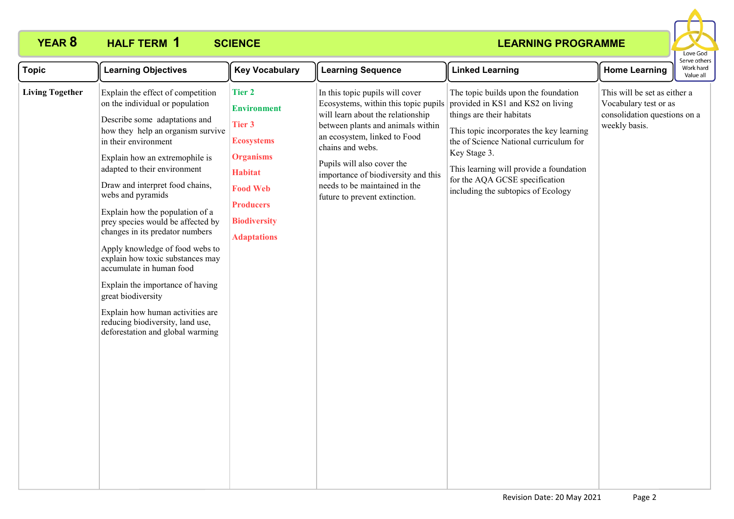# YEAR 8 HALF TERM 1 SCIENCE LEARNING PROGRAMME

Love God
Serve others
Work hard
Value all

| Topic | Learning Objectives | Key Vocabulary | Learning Sequence | Linked Learning | Home Learning |
|---|---|---|---|---|---|
| **Living Together** | Explain the effect of competition on the individual or population<br><br>Describe some adaptations and how they help an organism survive in their environment<br><br>Explain how an extremophile is adapted to their environment<br><br>Draw and interpret food chains, webs and pyramids<br><br>Explain how the population of a prey species would be affected by changes in its predator numbers<br><br>Apply knowledge of food webs to explain how toxic substances may accumulate in human food<br><br>Explain the importance of having great biodiversity<br><br>Explain how human activities are reducing biodiversity, land use, deforestation and global warming | **Tier 2**<br><br>**Environment**<br><br>**Tier 3**<br><br>**Ecosystems**<br><br>**Organisms**<br><br>**Habitat**<br><br>**Food Web**<br><br>**Producers**<br><br>**Biodiversity**<br><br>**Adaptations** | In this topic pupils will cover Ecosystems, within this topic pupils will learn about the relationship between plants and animals within an ecosystem, linked to Food chains and webs.<br><br>Pupils will also cover the importance of biodiversity and this needs to be maintained in the future to prevent extinction. | The topic builds upon the foundation provided in KS1 and KS2 on living things are their habitats<br><br>This topic incorporates the key learning the of Science National curriculum for Key Stage 3.<br><br>This learning will provide a foundation for the AQA GCSE specification including the subtopics of Ecology | This will be set as either a Vocabulary test or as consolidation questions on a weekly basis. |

Revision Date: 20 May 2021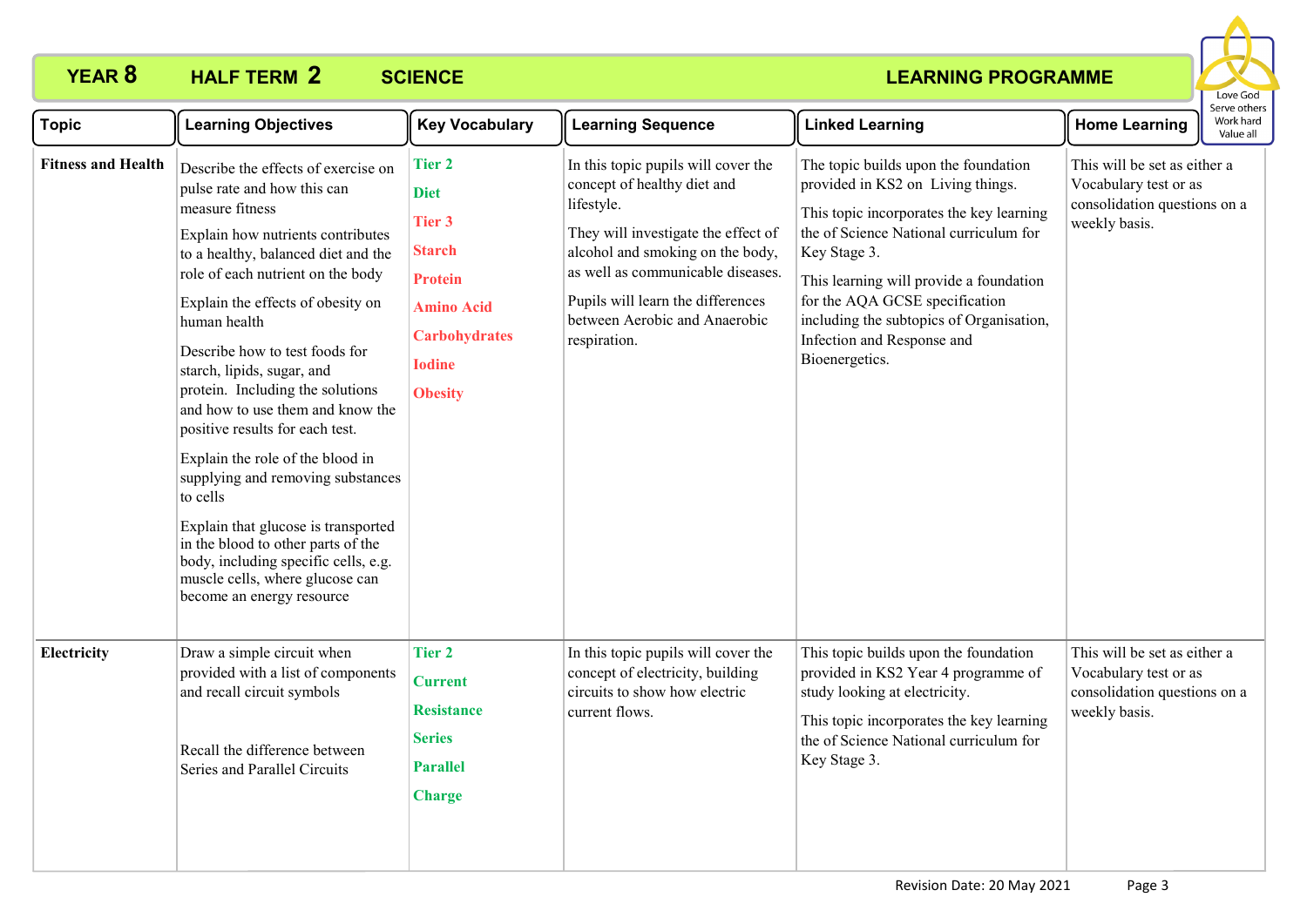# YEAR 8 HALF TERM 2 SCIENCE LEARNING PROGRAMME

Love God
Serve others
Work hard
Value all

| Topic | Learning Objectives | Key Vocabulary | Learning Sequence | Linked Learning | Home Learning |
|---|---|---|---|---|---|
| **Fitness and Health** | Describe the effects of exercise on pulse rate and how this can measure fitness<br><br>Explain how nutrients contributes to a healthy, balanced diet and the role of each nutrient on the body<br><br>Explain the effects of obesity on human health<br><br>Describe how to test foods for starch, lipids, sugar, and protein. Including the solutions and how to use them and know the positive results for each test.<br><br>Explain the role of the blood in supplying and removing substances to cells<br><br>Explain that glucose is transported in the blood to other parts of the body, including specific cells, e.g. muscle cells, where glucose can become an energy resource | **Tier 2**<br>**Diet**<br>**Tier 3**<br>**Starch**<br>**Protein**<br>**Amino Acid**<br>**Carbohydrates**<br>**Iodine**<br>**Obesity** | In this topic pupils will cover the concept of healthy diet and lifestyle.<br><br>They will investigate the effect of alcohol and smoking on the body, as well as communicable diseases.<br><br>Pupils will learn the differences between Aerobic and Anaerobic respiration. | The topic builds upon the foundation provided in KS2 on Living things.<br><br>This topic incorporates the key learning the of Science National curriculum for Key Stage 3.<br><br>This learning will provide a foundation for the AQA GCSE specification including the subtopics of Organisation, Infection and Response and Bioenergetics. | This will be set as either a Vocabulary test or as consolidation questions on a weekly basis. |
| **Electricity** | Draw a simple circuit when provided with a list of components and recall circuit symbols<br><br>Recall the difference between Series and Parallel Circuits | **Tier 2**<br>**Current**<br>**Resistance**<br>**Series**<br>**Parallel**<br>**Charge** | In this topic pupils will cover the concept of electricity, building circuits to show how electric current flows. | This topic builds upon the foundation provided in KS2 Year 4 programme of study looking at electricity.<br><br>This topic incorporates the key learning the of Science National curriculum for Key Stage 3. | This will be set as either a Vocabulary test or as consolidation questions on a weekly basis. |

Revision Date: 20 May 2021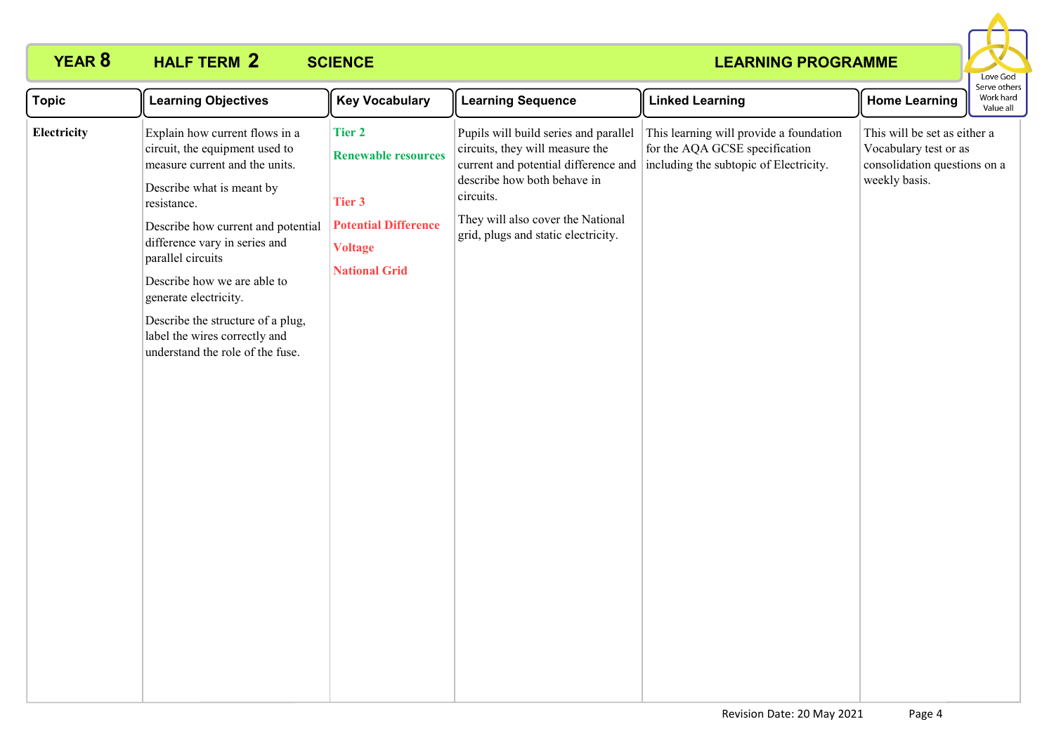# YEAR 8 HALF TERM 2 SCIENCE LEARNING PROGRAMME

Love God
Serve others
Work hard
Value all

| Topic | Learning Objectives | Key Vocabulary | Learning Sequence | Linked Learning | Home Learning |
|---|---|---|---|---|---|
| **Electricity** | Explain how current flows in a circuit, the equipment used to measure current and the units.<br><br>Describe what is meant by resistance.<br><br>Describe how current and potential difference vary in series and parallel circuits<br><br>Describe how we are able to generate electricity.<br><br>Describe the structure of a plug, label the wires correctly and understand the role of the fuse. | **Tier 2**<br><br>**Renewable resources**<br><br>**Tier 3**<br><br>**Potential Difference**<br><br>**Voltage**<br><br>**National Grid** | Pupils will build series and parallel circuits, they will measure the current and potential difference and describe how both behave in circuits.<br><br>They will also cover the National grid, plugs and static electricity. | This learning will provide a foundation for the AQA GCSE specification including the subtopic of Electricity. | This will be set as either a Vocabulary test or as consolidation questions on a weekly basis. |

Revision Date: 20 May 2021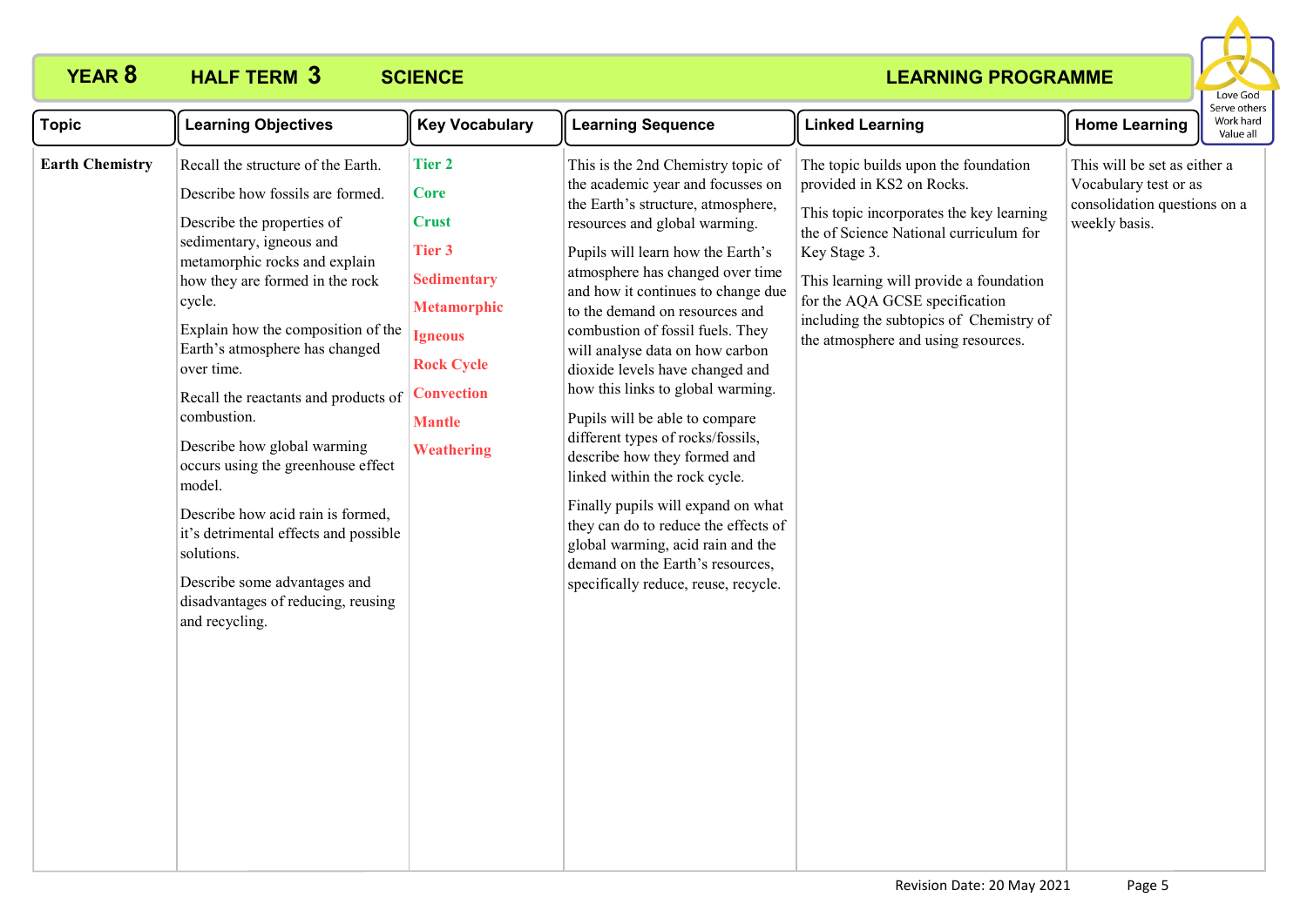# YEAR 8 HALF TERM 3 SCIENCE LEARNING PROGRAMME

Love God · Serve others · Work hard · Value all

| Topic | Learning Objectives | Key Vocabulary | Learning Sequence | Linked Learning | Home Learning |
|---|---|---|---|---|---|
| **Earth Chemistry** | Recall the structure of the Earth.<br><br>Describe how fossils are formed.<br><br>Describe the properties of sedimentary, igneous and metamorphic rocks and explain how they are formed in the rock cycle.<br><br>Explain how the composition of the Earth's atmosphere has changed over time.<br><br>Recall the reactants and products of combustion.<br><br>Describe how global warming occurs using the greenhouse effect model.<br><br>Describe how acid rain is formed, it's detrimental effects and possible solutions.<br><br>Describe some advantages and disadvantages of reducing, reusing and recycling. | **Tier 2**<br>**Core**<br>**Crust**<br>**Tier 3**<br>**Sedimentary**<br>**Metamorphic**<br>**Igneous**<br>**Rock Cycle**<br>**Convection**<br>**Mantle**<br>**Weathering** | This is the 2nd Chemistry topic of the academic year and focusses on the Earth's structure, atmosphere, resources and global warming.<br><br>Pupils will learn how the Earth's atmosphere has changed over time and how it continues to change due to the demand on resources and combustion of fossil fuels. They will analyse data on how carbon dioxide levels have changed and how this links to global warming.<br><br>Pupils will be able to compare different types of rocks/fossils, describe how they formed and linked within the rock cycle.<br><br>Finally pupils will expand on what they can do to reduce the effects of global warming, acid rain and the demand on the Earth's resources, specifically reduce, reuse, recycle. | The topic builds upon the foundation provided in KS2 on Rocks.<br><br>This topic incorporates the key learning the of Science National curriculum for Key Stage 3.<br><br>This learning will provide a foundation for the AQA GCSE specification including the subtopics of Chemistry of the atmosphere and using resources. | This will be set as either a Vocabulary test or as consolidation questions on a weekly basis. |

Revision Date: 20 May 2021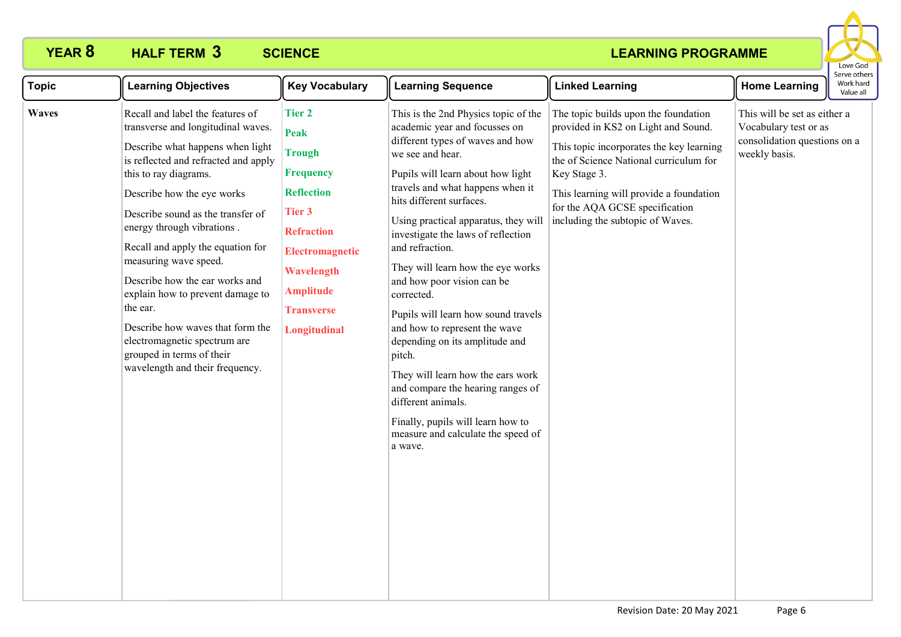# YEAR 8 HALF TERM 3 SCIENCE LEARNING PROGRAMME

Love God
Serve others
Work hard
Value all

| Topic | Learning Objectives | Key Vocabulary | Learning Sequence | Linked Learning | Home Learning |
|---|---|---|---|---|---|
| **Waves** | Recall and label the features of transverse and longitudinal waves.<br><br>Describe what happens when light is reflected and refracted and apply this to ray diagrams.<br><br>Describe how the eye works<br><br>Describe sound as the transfer of energy through vibrations .<br><br>Recall and apply the equation for measuring wave speed.<br><br>Describe how the ear works and explain how to prevent damage to the ear.<br><br>Describe how waves that form the electromagnetic spectrum are grouped in terms of their wavelength and their frequency. | **Tier 2**<br>**Peak**<br>**Trough**<br>**Frequency**<br>**Reflection**<br>**Tier 3**<br>**Refraction**<br>**Electromagnetic**<br>**Wavelength**<br>**Amplitude**<br>**Transverse**<br>**Longitudinal** | This is the 2nd Physics topic of the academic year and focusses on different types of waves and how we see and hear.<br><br>Pupils will learn about how light travels and what happens when it hits different surfaces.<br><br>Using practical apparatus, they will investigate the laws of reflection and refraction.<br><br>They will learn how the eye works and how poor vision can be corrected.<br><br>Pupils will learn how sound travels and how to represent the wave depending on its amplitude and pitch.<br><br>They will learn how the ears work and compare the hearing ranges of different animals.<br><br>Finally, pupils will learn how to measure and calculate the speed of a wave. | The topic builds upon the foundation provided in KS2 on Light and Sound.<br><br>This topic incorporates the key learning the of Science National curriculum for Key Stage 3.<br><br>This learning will provide a foundation for the AQA GCSE specification including the subtopic of Waves. | This will be set as either a Vocabulary test or as consolidation questions on a weekly basis. |

Revision Date: 20 May 2021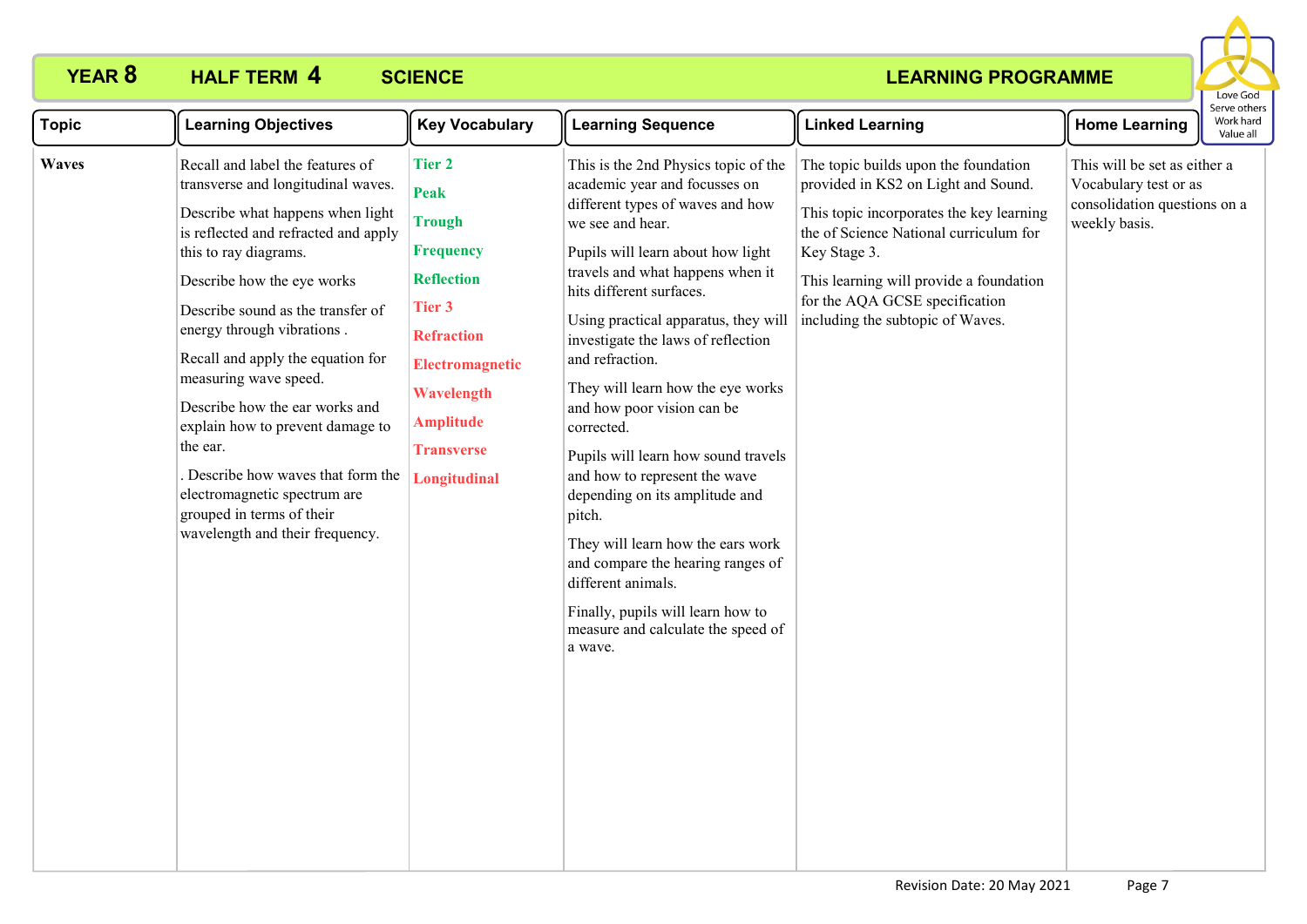# YEAR 8 HALF TERM 4 SCIENCE LEARNING PROGRAMME

Love God
Serve others
Work hard
Value all

| Topic | Learning Objectives | Key Vocabulary | Learning Sequence | Linked Learning | Home Learning |
|---|---|---|---|---|---|
| **Waves** | Recall and label the features of transverse and longitudinal waves.<br><br>Describe what happens when light is reflected and refracted and apply this to ray diagrams.<br><br>Describe how the eye works<br><br>Describe sound as the transfer of energy through vibrations .<br><br>Recall and apply the equation for measuring wave speed.<br><br>Describe how the ear works and explain how to prevent damage to the ear.<br><br>. Describe how waves that form the electromagnetic spectrum are grouped in terms of their wavelength and their frequency. | **Tier 2**<br>**Peak**<br>**Trough**<br>**Frequency**<br>**Reflection**<br>**Tier 3**<br>**Refraction**<br>**Electromagnetic**<br>**Wavelength**<br>**Amplitude**<br>**Transverse**<br>**Longitudinal** | This is the 2nd Physics topic of the academic year and focusses on different types of waves and how we see and hear.<br><br>Pupils will learn about how light travels and what happens when it hits different surfaces.<br><br>Using practical apparatus, they will investigate the laws of reflection and refraction.<br><br>They will learn how the eye works and how poor vision can be corrected.<br><br>Pupils will learn how sound travels and how to represent the wave depending on its amplitude and pitch.<br><br>They will learn how the ears work and compare the hearing ranges of different animals.<br><br>Finally, pupils will learn how to measure and calculate the speed of a wave. | The topic builds upon the foundation provided in KS2 on Light and Sound.<br><br>This topic incorporates the key learning the of Science National curriculum for Key Stage 3.<br><br>This learning will provide a foundation for the AQA GCSE specification including the subtopic of Waves. | This will be set as either a Vocabulary test or as consolidation questions on a weekly basis. |

Revision Date: 20 May 2021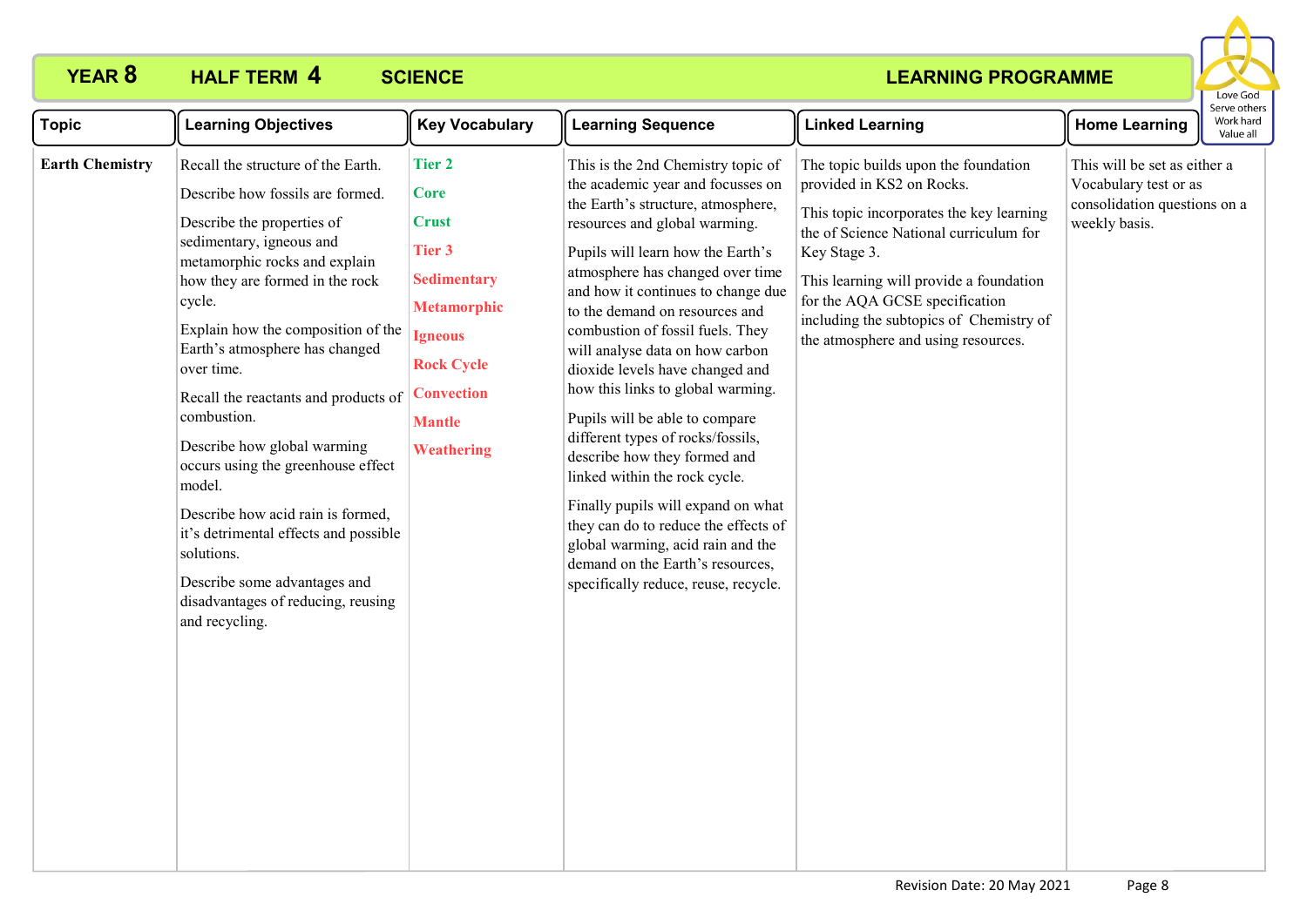# YEAR 8 HALF TERM 4 SCIENCE LEARNING PROGRAMME

Love God  
Serve others  
Work hard  
Value all

| Topic | Learning Objectives | Key Vocabulary | Learning Sequence | Linked Learning | Home Learning |
|---|---|---|---|---|---|
| **Earth Chemistry** | Recall the structure of the Earth.<br><br>Describe how fossils are formed.<br><br>Describe the properties of sedimentary, igneous and metamorphic rocks and explain how they are formed in the rock cycle.<br><br>Explain how the composition of the Earth's atmosphere has changed over time.<br><br>Recall the reactants and products of combustion.<br><br>Describe how global warming occurs using the greenhouse effect model.<br><br>Describe how acid rain is formed, it's detrimental effects and possible solutions.<br><br>Describe some advantages and disadvantages of reducing, reusing and recycling. | **Tier 2**<br>**Core**<br>**Crust**<br>**Tier 3**<br>**Sedimentary**<br>**Metamorphic**<br>**Igneous**<br>**Rock Cycle**<br>**Convection**<br>**Mantle**<br>**Weathering** | This is the 2nd Chemistry topic of the academic year and focusses on the Earth's structure, atmosphere, resources and global warming.<br><br>Pupils will learn how the Earth's atmosphere has changed over time and how it continues to change due to the demand on resources and combustion of fossil fuels. They will analyse data on how carbon dioxide levels have changed and how this links to global warming.<br><br>Pupils will be able to compare different types of rocks/fossils, describe how they formed and linked within the rock cycle.<br><br>Finally pupils will expand on what they can do to reduce the effects of global warming, acid rain and the demand on the Earth's resources, specifically reduce, reuse, recycle. | The topic builds upon the foundation provided in KS2 on Rocks.<br><br>This topic incorporates the key learning the of Science National curriculum for Key Stage 3.<br><br>This learning will provide a foundation for the AQA GCSE specification including the subtopics of Chemistry of the atmosphere and using resources. | This will be set as either a Vocabulary test or as consolidation questions on a weekly basis. |

Revision Date: 20 May 2021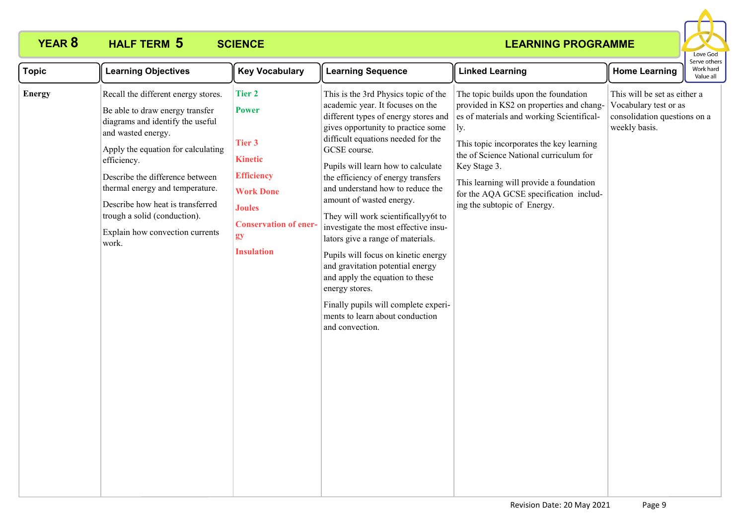# YEAR 8 HALF TERM 5 SCIENCE LEARNING PROGRAMME

| Topic | Learning Objectives | Key Vocabulary | Learning Sequence | Linked Learning | Home Learning |
|---|---|---|---|---|---|
| **Energy** | Recall the different energy stores.<br><br>Be able to draw energy transfer diagrams and identify the useful and wasted energy.<br><br>Apply the equation for calculating efficiency.<br><br>Describe the difference between thermal energy and temperature.<br><br>Describe how heat is transferred trough a solid (conduction).<br><br>Explain how convection currents work. | **Tier 2**<br><br>**Power**<br><br>**Tier 3**<br><br>**Kinetic**<br><br>**Efficiency**<br><br>**Work Done**<br><br>**Joules**<br><br>**Conservation of energy**<br><br>**Insulation** | This is the 3rd Physics topic of the academic year. It focuses on the different types of energy stores and gives opportunity to practice some difficult equations needed for the GCSE course.<br><br>Pupils will learn how to calculate the efficiency of energy transfers and understand how to reduce the amount of wasted energy.<br><br>They will work scientificallyy6t to investigate the most effective insulators give a range of materials.<br><br>Pupils will focus on kinetic energy and gravitation potential energy and apply the equation to these energy stores.<br><br>Finally pupils will complete experiments to learn about conduction and convection. | The topic builds upon the foundation provided in KS2 on properties and changes of materials and working Scientifically.<br><br>This topic incorporates the key learning the of Science National curriculum for Key Stage 3.<br><br>This learning will provide a foundation for the AQA GCSE specification including the subtopic of Energy. | This will be set as either a Vocabulary test or as consolidation questions on a weekly basis. |

Revision Date: 20 May 2021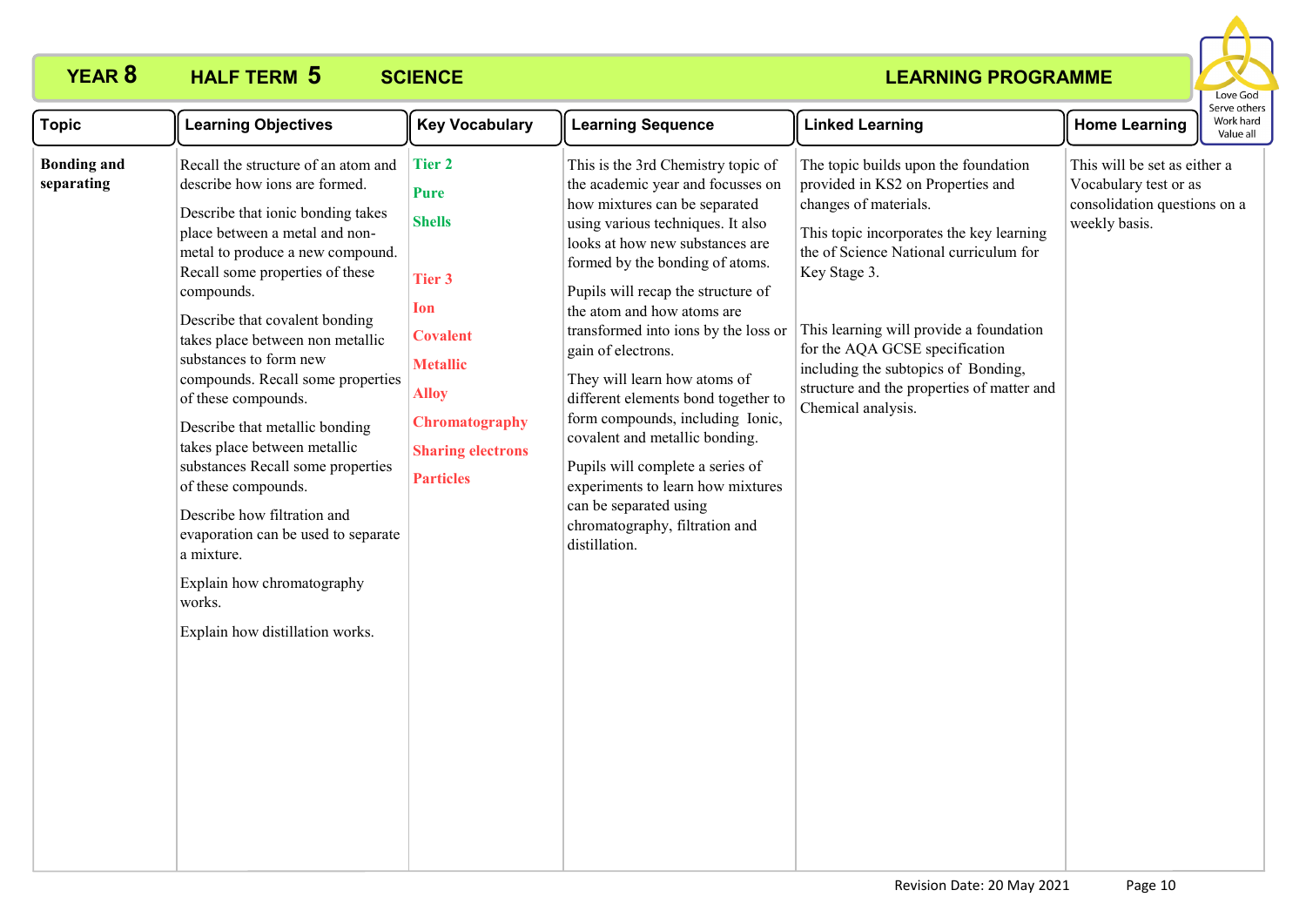# YEAR 8 HALF TERM 5 SCIENCE LEARNING PROGRAMME

Love God
Serve others
Work hard
Value all

| Topic | Learning Objectives | Key Vocabulary | Learning Sequence | Linked Learning | Home Learning |
|---|---|---|---|---|---|
| **Bonding and separating** | Recall the structure of an atom and describe how ions are formed.<br><br>Describe that ionic bonding takes place between a metal and non-metal to produce a new compound. Recall some properties of these compounds.<br><br>Describe that covalent bonding takes place between non metallic substances to form new compounds. Recall some properties of these compounds.<br><br>Describe that metallic bonding takes place between metallic substances Recall some properties of these compounds.<br><br>Describe how filtration and evaporation can be used to separate a mixture.<br><br>Explain how chromatography works.<br><br>Explain how distillation works. | **Tier 2**<br>**Pure**<br>**Shells**<br><br>**Tier 3**<br>**Ion**<br>**Covalent**<br>**Metallic**<br>**Alloy**<br>**Chromatography**<br>**Sharing electrons**<br>**Particles** | This is the 3rd Chemistry topic of the academic year and focusses on how mixtures can be separated using various techniques. It also looks at how new substances are formed by the bonding of atoms.<br><br>Pupils will recap the structure of the atom and how atoms are transformed into ions by the loss or gain of electrons.<br><br>They will learn how atoms of different elements bond together to form compounds, including Ionic, covalent and metallic bonding.<br><br>Pupils will complete a series of experiments to learn how mixtures can be separated using chromatography, filtration and distillation. | The topic builds upon the foundation provided in KS2 on Properties and changes of materials.<br><br>This topic incorporates the key learning the of Science National curriculum for Key Stage 3.<br><br>This learning will provide a foundation for the AQA GCSE specification including the subtopics of Bonding, structure and the properties of matter and Chemical analysis. | This will be set as either a Vocabulary test or as consolidation questions on a weekly basis. |

Revision Date: 20 May 2021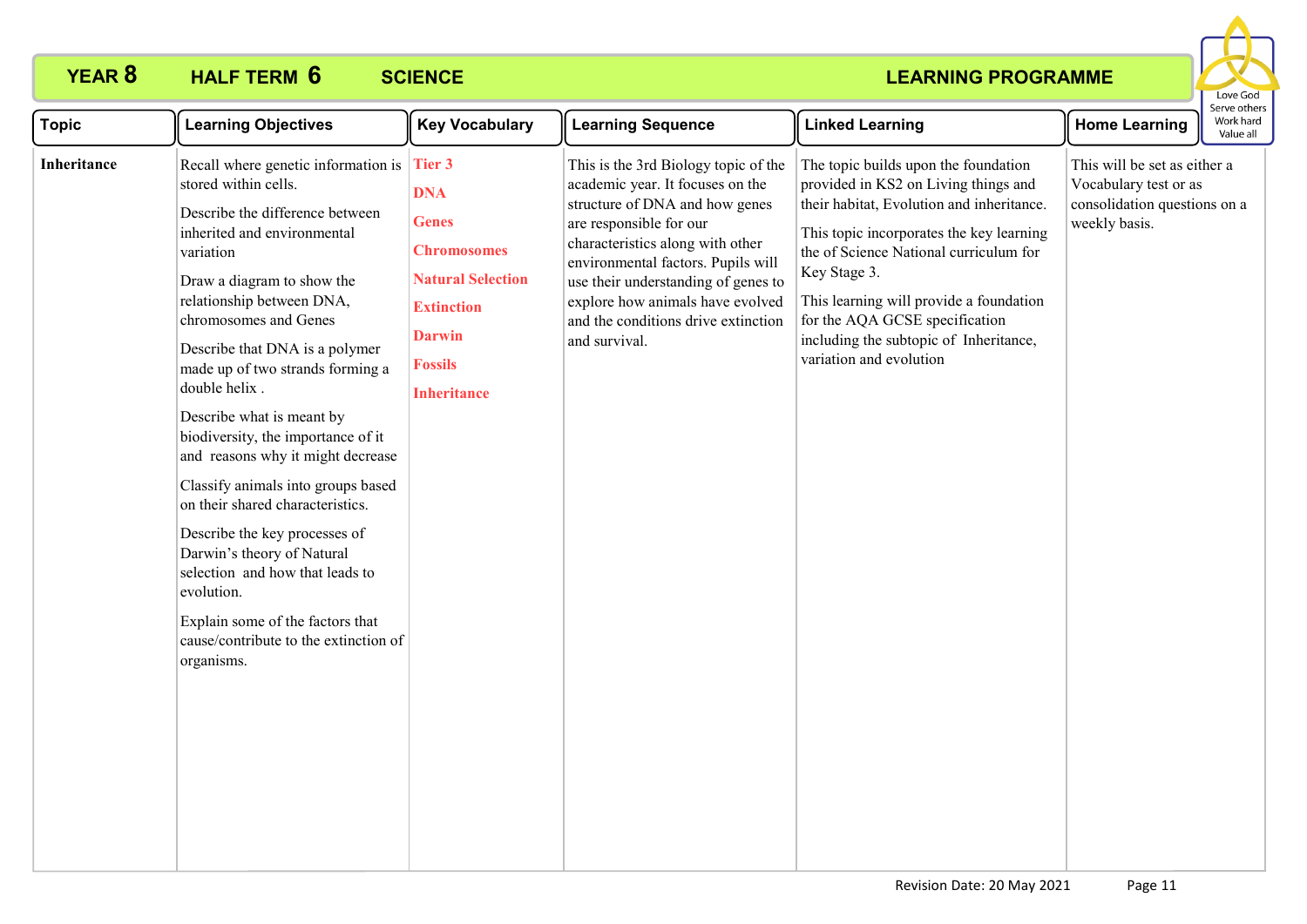**YEAR 8 HALF TERM 6 SCIENCE LEARNING PROGRAMME**

Love God
Serve others
Work hard
Value all

| Topic | Learning Objectives | Key Vocabulary | Learning Sequence | Linked Learning | Home Learning |
|---|---|---|---|---|---|
| **Inheritance** | Recall where genetic information is stored within cells.<br><br>Describe the difference between inherited and environmental variation<br><br>Draw a diagram to show the relationship between DNA, chromosomes and Genes<br><br>Describe that DNA is a polymer made up of two strands forming a double helix .<br><br>Describe what is meant by biodiversity, the importance of it and reasons why it might decrease<br><br>Classify animals into groups based on their shared characteristics.<br><br>Describe the key processes of Darwin's theory of Natural selection and how that leads to evolution.<br><br>Explain some of the factors that cause/contribute to the extinction of organisms. | **Tier 3**<br>**DNA**<br>**Genes**<br>**Chromosomes**<br>**Natural Selection**<br>**Extinction**<br>**Darwin**<br>**Fossils**<br>**Inheritance** | This is the 3rd Biology topic of the academic year. It focuses on the structure of DNA and how genes are responsible for our characteristics along with other environmental factors. Pupils will use their understanding of genes to explore how animals have evolved and the conditions drive extinction and survival. | The topic builds upon the foundation provided in KS2 on Living things and their habitat, Evolution and inheritance.<br><br>This topic incorporates the key learning the of Science National curriculum for Key Stage 3.<br><br>This learning will provide a foundation for the AQA GCSE specification including the subtopic of Inheritance, variation and evolution | This will be set as either a Vocabulary test or as consolidation questions on a weekly basis. |

Revision Date: 20 May 2021